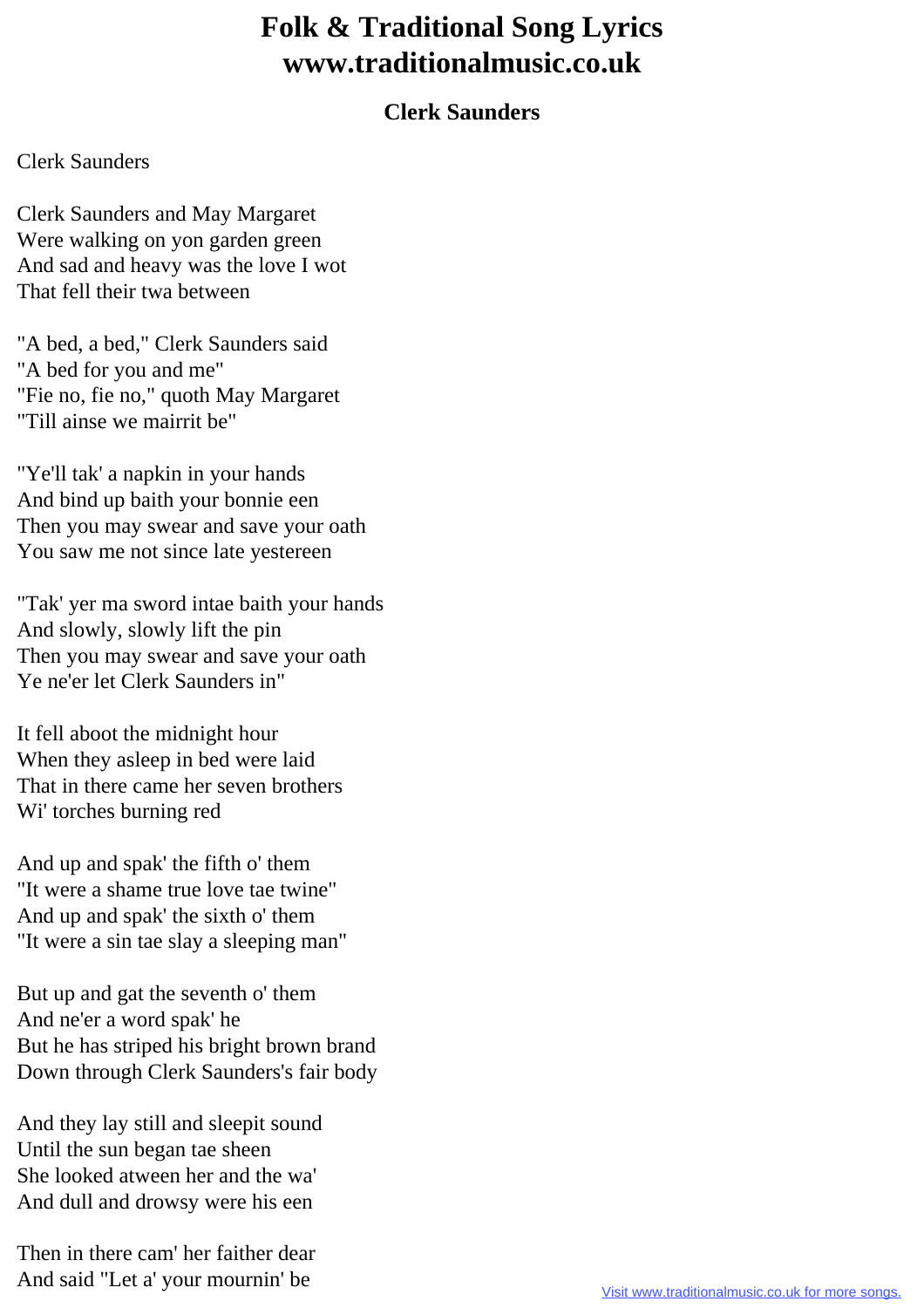# Folk & Traditional Song Lyrics
# www.traditionalmusic.co.uk

## Clerk Saunders

Clerk Saunders

Clerk Saunders and May Margaret
Were walking on yon garden green
And sad and heavy was the love I wot
That fell their twa between

"A bed, a bed," Clerk Saunders said
"A bed for you and me"
"Fie no, fie no," quoth May Margaret
"Till ainse we mairrit be"

"Ye'll tak' a napkin in your hands
And bind up baith your bonnie een
Then you may swear and save your oath
You saw me not since late yestereen

"Tak' yer ma sword intae baith your hands
And slowly, slowly lift the pin
Then you may swear and save your oath
Ye ne'er let Clerk Saunders in"

It fell aboot the midnight hour
When they asleep in bed were laid
That in there came her seven brothers
Wi' torches burning red

And up and spak' the fifth o' them
"It were a shame true love tae twine"
And up and spak' the sixth o' them
"It were a sin tae slay a sleeping man"

But up and gat the seventh o' them
And ne'er a word spak' he
But he has striped his bright brown brand
Down through Clerk Saunders's fair body

And they lay still and sleepit sound
Until the sun began tae sheen
She looked atween her and the wa'
And dull and drowsy were his een

Then in there cam' her faither dear
And said "Let a' your mournin' be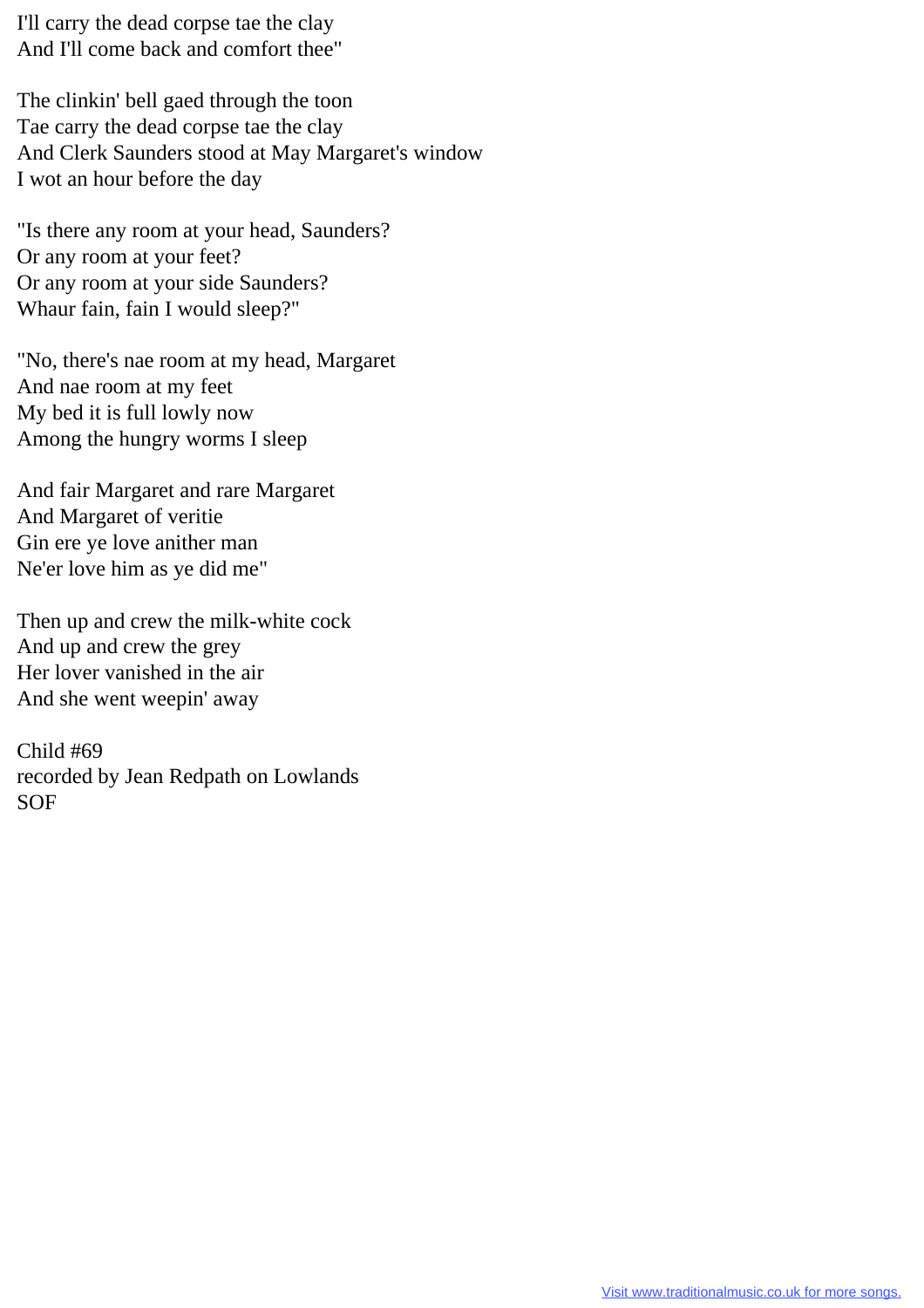I'll carry the dead corpse tae the clay
And I'll come back and comfort thee"

The clinkin' bell gaed through the toon
Tae carry the dead corpse tae the clay
And Clerk Saunders stood at May Margaret's window
I wot an hour before the day

"Is there any room at your head, Saunders?
Or any room at your feet?
Or any room at your side Saunders?
Whaur fain, fain I would sleep?"

"No, there's nae room at my head, Margaret
And nae room at my feet
My bed it is full lowly now
Among the hungry worms I sleep

And fair Margaret and rare Margaret
And Margaret of veritie
Gin ere ye love anither man
Ne'er love him as ye did me"

Then up and crew the milk-white cock
And up and crew the grey
Her lover vanished in the air
And she went weepin' away

Child #69
recorded by Jean Redpath on Lowlands
SOF